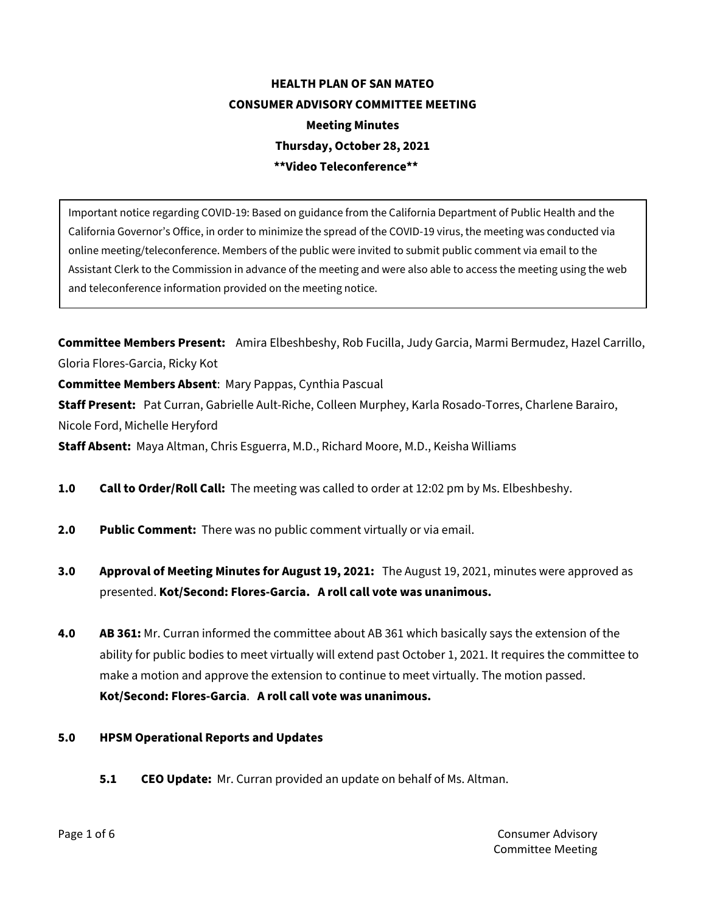**HEALTH PLAN OF SAN MATEO**
**CONSUMER ADVISORY COMMITTEE MEETING**
**Meeting Minutes**
**Thursday, October 28, 2021**
****Video Teleconference****

> Important notice regarding COVID-19: Based on guidance from the California Department of Public Health and the California Governor's Office, in order to minimize the spread of the COVID-19 virus, the meeting was conducted via online meeting/teleconference. Members of the public were invited to submit public comment via email to the Assistant Clerk to the Commission in advance of the meeting and were also able to access the meeting using the web and teleconference information provided on the meeting notice.

**Committee Members Present:** Amira Elbeshbeshy, Rob Fucilla, Judy Garcia, Marmi Bermudez, Hazel Carrillo, Gloria Flores-Garcia, Ricky Kot
**Committee Members Absent**: Mary Pappas, Cynthia Pascual
**Staff Present:** Pat Curran, Gabrielle Ault-Riche, Colleen Murphey, Karla Rosado-Torres, Charlene Barairo, Nicole Ford, Michelle Heryford
**Staff Absent:** Maya Altman, Chris Esguerra, M.D., Richard Moore, M.D., Keisha Williams

**1.0 Call to Order/Roll Call:** The meeting was called to order at 12:02 pm by Ms. Elbeshbeshy.

**2.0 Public Comment:** There was no public comment virtually or via email.

**3.0 Approval of Meeting Minutes for August 19, 2021:** The August 19, 2021, minutes were approved as presented. **Kot/Second: Flores-Garcia. A roll call vote was unanimous.**

**4.0 AB 361:** Mr. Curran informed the committee about AB 361 which basically says the extension of the ability for public bodies to meet virtually will extend past October 1, 2021. It requires the committee to make a motion and approve the extension to continue to meet virtually. The motion passed. **Kot/Second: Flores-Garcia**. **A roll call vote was unanimous.**

**5.0 HPSM Operational Reports and Updates**

**5.1 CEO Update:** Mr. Curran provided an update on behalf of Ms. Altman.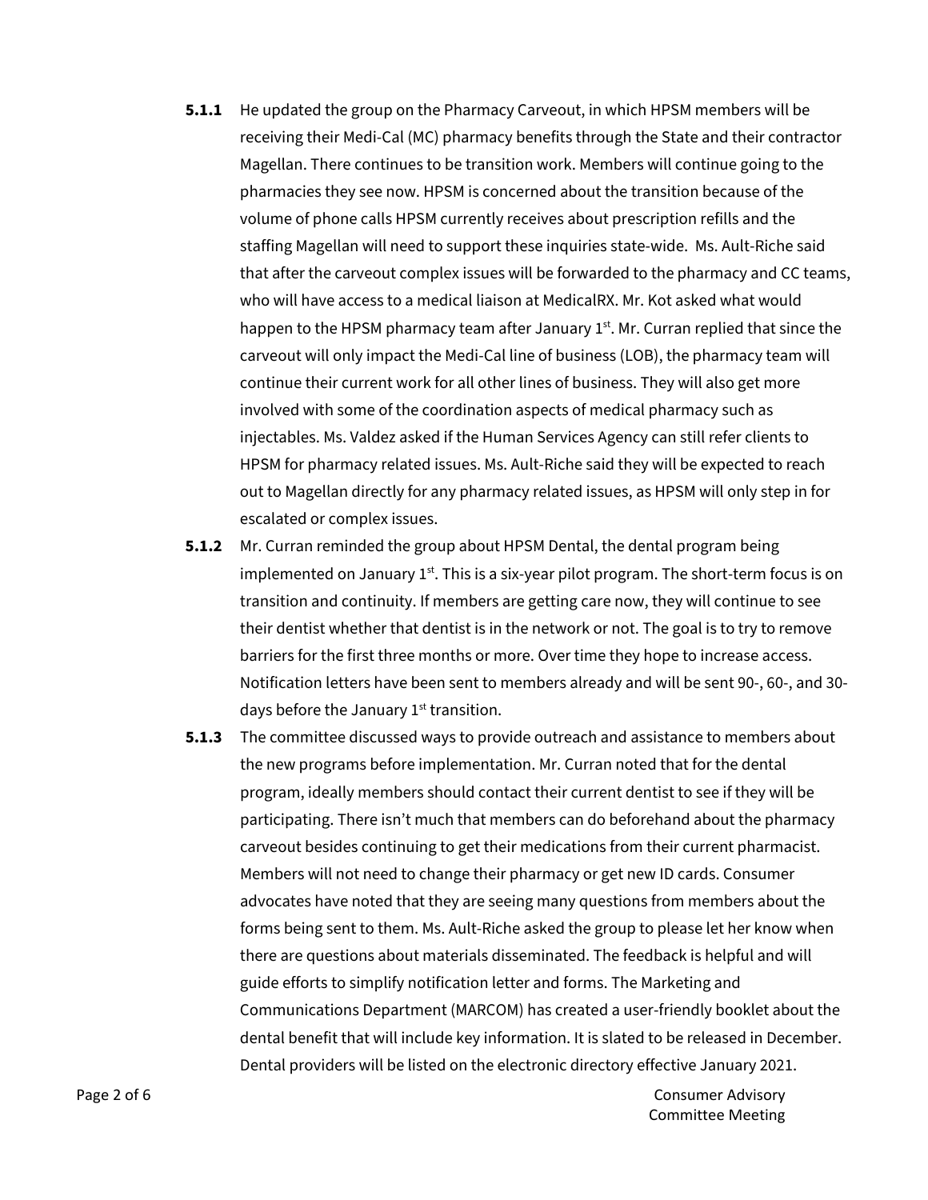**5.1.1** He updated the group on the Pharmacy Carveout, in which HPSM members will be receiving their Medi-Cal (MC) pharmacy benefits through the State and their contractor Magellan. There continues to be transition work. Members will continue going to the pharmacies they see now. HPSM is concerned about the transition because of the volume of phone calls HPSM currently receives about prescription refills and the staffing Magellan will need to support these inquiries state-wide. Ms. Ault-Riche said that after the carveout complex issues will be forwarded to the pharmacy and CC teams, who will have access to a medical liaison at MedicalRX. Mr. Kot asked what would happen to the HPSM pharmacy team after January 1st. Mr. Curran replied that since the carveout will only impact the Medi-Cal line of business (LOB), the pharmacy team will continue their current work for all other lines of business. They will also get more involved with some of the coordination aspects of medical pharmacy such as injectables. Ms. Valdez asked if the Human Services Agency can still refer clients to HPSM for pharmacy related issues. Ms. Ault-Riche said they will be expected to reach out to Magellan directly for any pharmacy related issues, as HPSM will only step in for escalated or complex issues.

**5.1.2** Mr. Curran reminded the group about HPSM Dental, the dental program being implemented on January 1st. This is a six-year pilot program. The short-term focus is on transition and continuity. If members are getting care now, they will continue to see their dentist whether that dentist is in the network or not. The goal is to try to remove barriers for the first three months or more. Over time they hope to increase access. Notification letters have been sent to members already and will be sent 90-, 60-, and 30-days before the January 1st transition.

**5.1.3** The committee discussed ways to provide outreach and assistance to members about the new programs before implementation. Mr. Curran noted that for the dental program, ideally members should contact their current dentist to see if they will be participating. There isn't much that members can do beforehand about the pharmacy carveout besides continuing to get their medications from their current pharmacist. Members will not need to change their pharmacy or get new ID cards. Consumer advocates have noted that they are seeing many questions from members about the forms being sent to them. Ms. Ault-Riche asked the group to please let her know when there are questions about materials disseminated. The feedback is helpful and will guide efforts to simplify notification letter and forms. The Marketing and Communications Department (MARCOM) has created a user-friendly booklet about the dental benefit that will include key information. It is slated to be released in December. Dental providers will be listed on the electronic directory effective January 2021.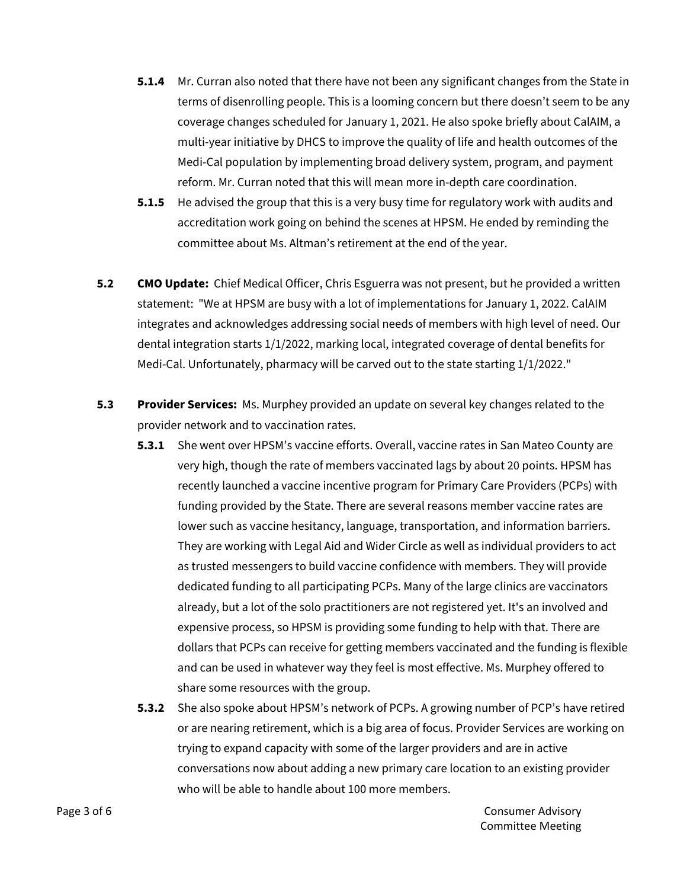**5.1.4** Mr. Curran also noted that there have not been any significant changes from the State in terms of disenrolling people. This is a looming concern but there doesn't seem to be any coverage changes scheduled for January 1, 2021. He also spoke briefly about CalAIM, a multi-year initiative by DHCS to improve the quality of life and health outcomes of the Medi-Cal population by implementing broad delivery system, program, and payment reform. Mr. Curran noted that this will mean more in-depth care coordination.

**5.1.5** He advised the group that this is a very busy time for regulatory work with audits and accreditation work going on behind the scenes at HPSM. He ended by reminding the committee about Ms. Altman's retirement at the end of the year.

**5.2 CMO Update:** Chief Medical Officer, Chris Esguerra was not present, but he provided a written statement: "We at HPSM are busy with a lot of implementations for January 1, 2022. CalAIM integrates and acknowledges addressing social needs of members with high level of need. Our dental integration starts 1/1/2022, marking local, integrated coverage of dental benefits for Medi-Cal. Unfortunately, pharmacy will be carved out to the state starting 1/1/2022."

**5.3 Provider Services:** Ms. Murphey provided an update on several key changes related to the provider network and to vaccination rates.

**5.3.1** She went over HPSM's vaccine efforts. Overall, vaccine rates in San Mateo County are very high, though the rate of members vaccinated lags by about 20 points. HPSM has recently launched a vaccine incentive program for Primary Care Providers (PCPs) with funding provided by the State. There are several reasons member vaccine rates are lower such as vaccine hesitancy, language, transportation, and information barriers. They are working with Legal Aid and Wider Circle as well as individual providers to act as trusted messengers to build vaccine confidence with members. They will provide dedicated funding to all participating PCPs. Many of the large clinics are vaccinators already, but a lot of the solo practitioners are not registered yet. It's an involved and expensive process, so HPSM is providing some funding to help with that. There are dollars that PCPs can receive for getting members vaccinated and the funding is flexible and can be used in whatever way they feel is most effective. Ms. Murphey offered to share some resources with the group.

**5.3.2** She also spoke about HPSM's network of PCPs. A growing number of PCP's have retired or are nearing retirement, which is a big area of focus. Provider Services are working on trying to expand capacity with some of the larger providers and are in active conversations now about adding a new primary care location to an existing provider who will be able to handle about 100 more members.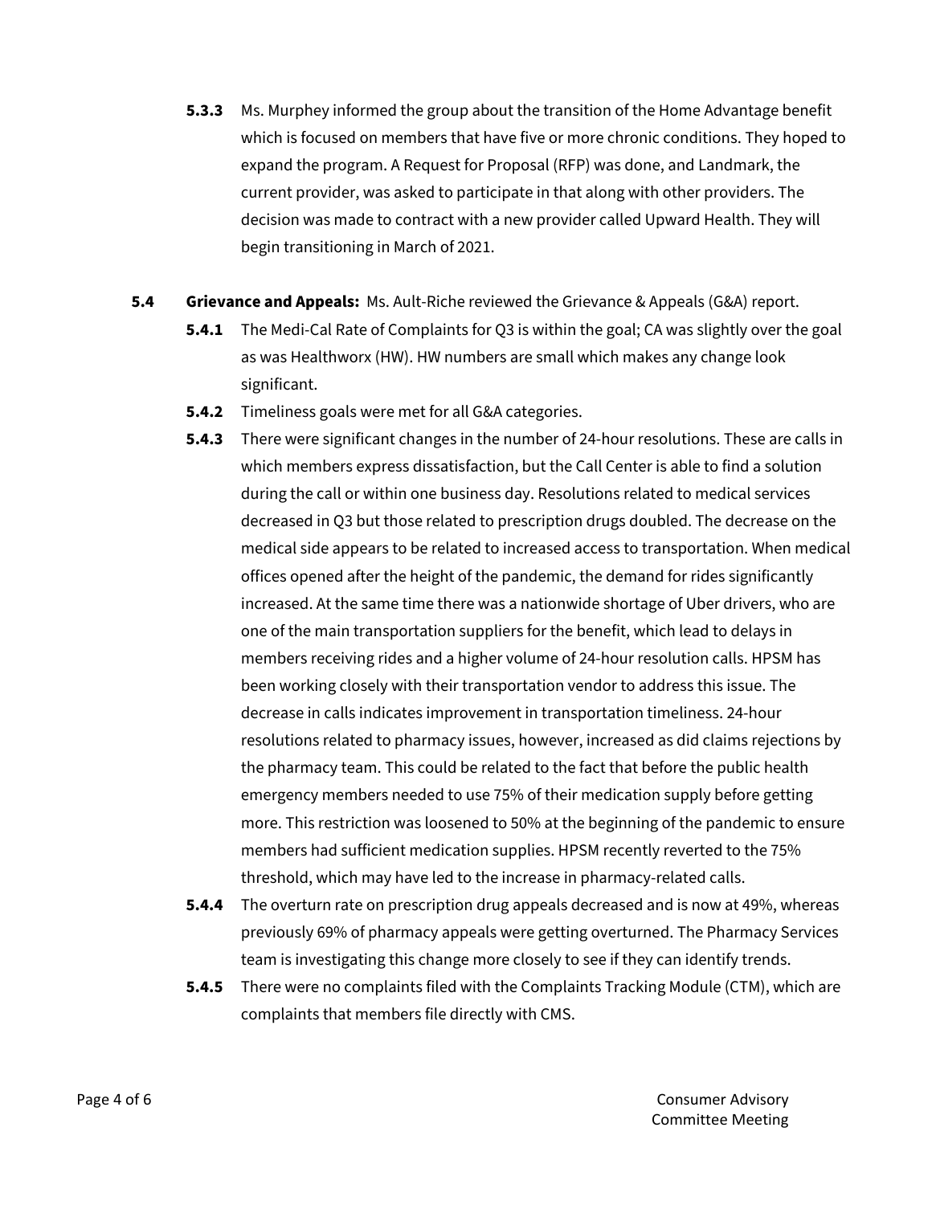**5.3.3** Ms. Murphey informed the group about the transition of the Home Advantage benefit which is focused on members that have five or more chronic conditions. They hoped to expand the program. A Request for Proposal (RFP) was done, and Landmark, the current provider, was asked to participate in that along with other providers. The decision was made to contract with a new provider called Upward Health. They will begin transitioning in March of 2021.

**5.4 Grievance and Appeals:** Ms. Ault-Riche reviewed the Grievance & Appeals (G&A) report.

**5.4.1** The Medi-Cal Rate of Complaints for Q3 is within the goal; CA was slightly over the goal as was Healthworx (HW). HW numbers are small which makes any change look significant.

**5.4.2** Timeliness goals were met for all G&A categories.

**5.4.3** There were significant changes in the number of 24-hour resolutions. These are calls in which members express dissatisfaction, but the Call Center is able to find a solution during the call or within one business day. Resolutions related to medical services decreased in Q3 but those related to prescription drugs doubled. The decrease on the medical side appears to be related to increased access to transportation. When medical offices opened after the height of the pandemic, the demand for rides significantly increased. At the same time there was a nationwide shortage of Uber drivers, who are one of the main transportation suppliers for the benefit, which lead to delays in members receiving rides and a higher volume of 24-hour resolution calls. HPSM has been working closely with their transportation vendor to address this issue. The decrease in calls indicates improvement in transportation timeliness. 24-hour resolutions related to pharmacy issues, however, increased as did claims rejections by the pharmacy team. This could be related to the fact that before the public health emergency members needed to use 75% of their medication supply before getting more. This restriction was loosened to 50% at the beginning of the pandemic to ensure members had sufficient medication supplies. HPSM recently reverted to the 75% threshold, which may have led to the increase in pharmacy-related calls.

**5.4.4** The overturn rate on prescription drug appeals decreased and is now at 49%, whereas previously 69% of pharmacy appeals were getting overturned. The Pharmacy Services team is investigating this change more closely to see if they can identify trends.

**5.4.5** There were no complaints filed with the Complaints Tracking Module (CTM), which are complaints that members file directly with CMS.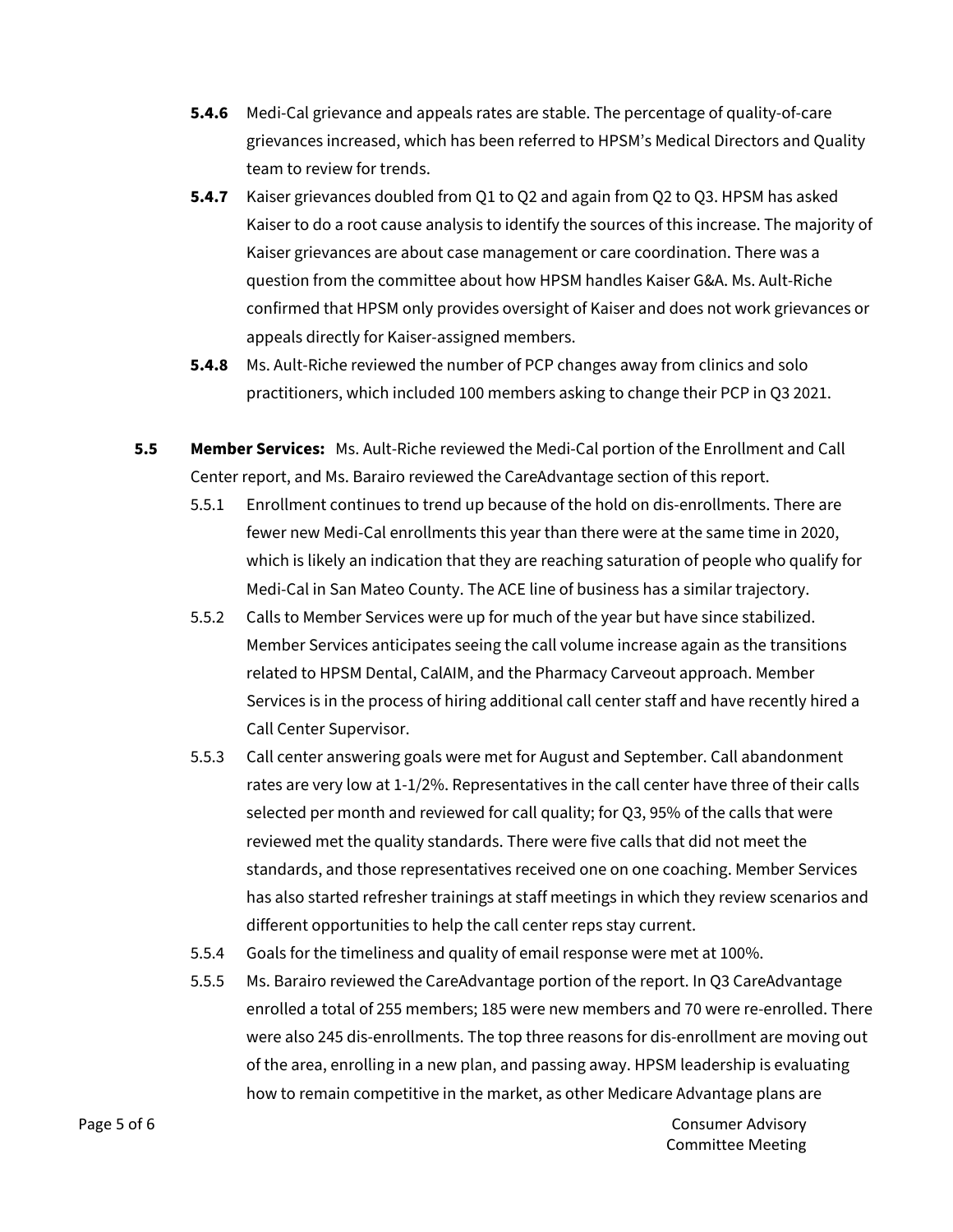**5.4.6** Medi-Cal grievance and appeals rates are stable. The percentage of quality-of-care grievances increased, which has been referred to HPSM's Medical Directors and Quality team to review for trends.

**5.4.7** Kaiser grievances doubled from Q1 to Q2 and again from Q2 to Q3. HPSM has asked Kaiser to do a root cause analysis to identify the sources of this increase. The majority of Kaiser grievances are about case management or care coordination. There was a question from the committee about how HPSM handles Kaiser G&A. Ms. Ault-Riche confirmed that HPSM only provides oversight of Kaiser and does not work grievances or appeals directly for Kaiser-assigned members.

**5.4.8** Ms. Ault-Riche reviewed the number of PCP changes away from clinics and solo practitioners, which included 100 members asking to change their PCP in Q3 2021.

**5.5** **Member Services:** Ms. Ault-Riche reviewed the Medi-Cal portion of the Enrollment and Call Center report, and Ms. Barairo reviewed the CareAdvantage section of this report.

5.5.1 Enrollment continues to trend up because of the hold on dis-enrollments. There are fewer new Medi-Cal enrollments this year than there were at the same time in 2020, which is likely an indication that they are reaching saturation of people who qualify for Medi-Cal in San Mateo County. The ACE line of business has a similar trajectory.

5.5.2 Calls to Member Services were up for much of the year but have since stabilized. Member Services anticipates seeing the call volume increase again as the transitions related to HPSM Dental, CalAIM, and the Pharmacy Carveout approach. Member Services is in the process of hiring additional call center staff and have recently hired a Call Center Supervisor.

5.5.3 Call center answering goals were met for August and September. Call abandonment rates are very low at 1-1/2%. Representatives in the call center have three of their calls selected per month and reviewed for call quality; for Q3, 95% of the calls that were reviewed met the quality standards. There were five calls that did not meet the standards, and those representatives received one on one coaching. Member Services has also started refresher trainings at staff meetings in which they review scenarios and different opportunities to help the call center reps stay current.

5.5.4 Goals for the timeliness and quality of email response were met at 100%.

5.5.5 Ms. Barairo reviewed the CareAdvantage portion of the report. In Q3 CareAdvantage enrolled a total of 255 members; 185 were new members and 70 were re-enrolled. There were also 245 dis-enrollments. The top three reasons for dis-enrollment are moving out of the area, enrolling in a new plan, and passing away. HPSM leadership is evaluating how to remain competitive in the market, as other Medicare Advantage plans are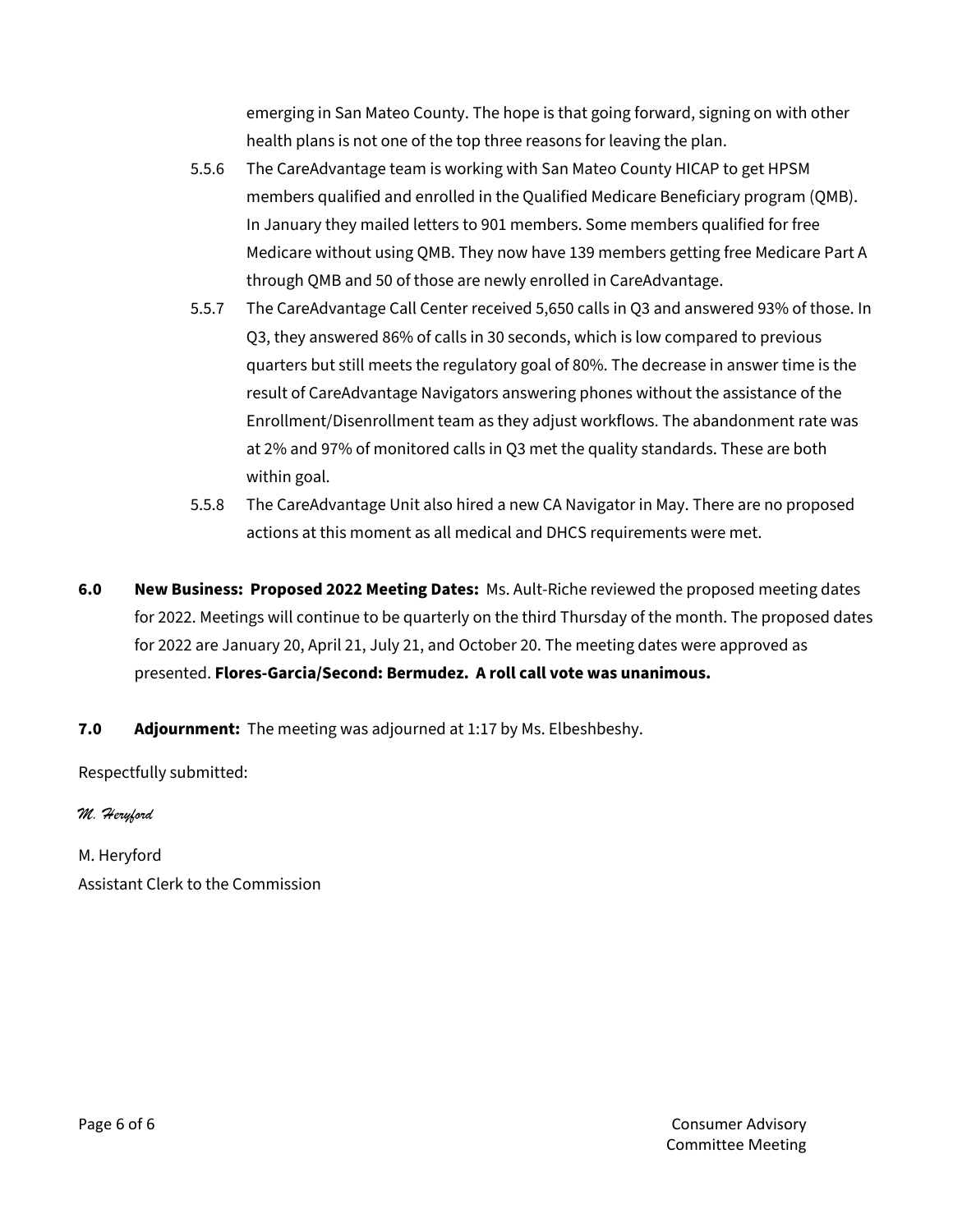emerging in San Mateo County. The hope is that going forward, signing on with other health plans is not one of the top three reasons for leaving the plan.

5.5.6 The CareAdvantage team is working with San Mateo County HICAP to get HPSM members qualified and enrolled in the Qualified Medicare Beneficiary program (QMB). In January they mailed letters to 901 members. Some members qualified for free Medicare without using QMB. They now have 139 members getting free Medicare Part A through QMB and 50 of those are newly enrolled in CareAdvantage.

5.5.7 The CareAdvantage Call Center received 5,650 calls in Q3 and answered 93% of those. In Q3, they answered 86% of calls in 30 seconds, which is low compared to previous quarters but still meets the regulatory goal of 80%. The decrease in answer time is the result of CareAdvantage Navigators answering phones without the assistance of the Enrollment/Disenrollment team as they adjust workflows. The abandonment rate was at 2% and 97% of monitored calls in Q3 met the quality standards. These are both within goal.

5.5.8 The CareAdvantage Unit also hired a new CA Navigator in May. There are no proposed actions at this moment as all medical and DHCS requirements were met.

**6.0 New Business: Proposed 2022 Meeting Dates:** Ms. Ault-Riche reviewed the proposed meeting dates for 2022. Meetings will continue to be quarterly on the third Thursday of the month. The proposed dates for 2022 are January 20, April 21, July 21, and October 20. The meeting dates were approved as presented. **Flores-Garcia/Second: Bermudez. A roll call vote was unanimous.**

**7.0 Adjournment:** The meeting was adjourned at 1:17 by Ms. Elbeshbeshy.

Respectfully submitted:

*M. Heryford*

M. Heryford
Assistant Clerk to the Commission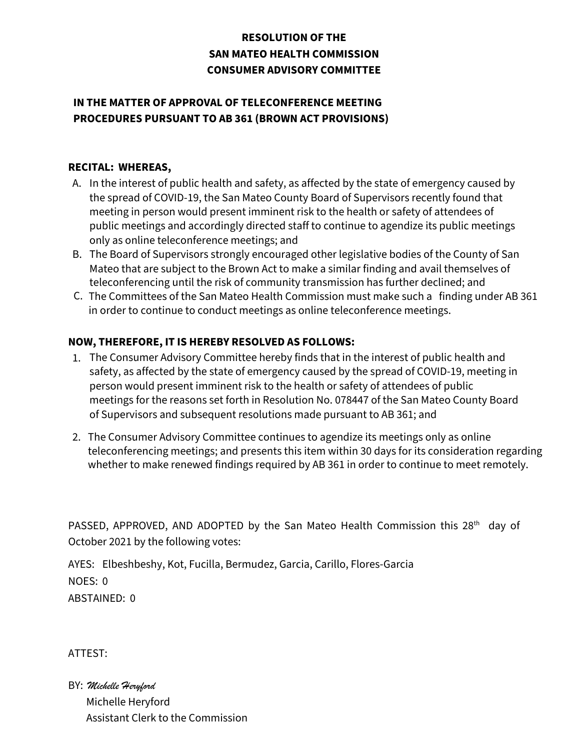**RESOLUTION OF THE**
**SAN MATEO HEALTH COMMISSION**
**CONSUMER ADVISORY COMMITTEE**

**IN THE MATTER OF APPROVAL OF TELECONFERENCE MEETING PROCEDURES PURSUANT TO AB 361 (BROWN ACT PROVISIONS)**

**RECITAL: WHEREAS,**

A. In the interest of public health and safety, as affected by the state of emergency caused by the spread of COVID-19, the San Mateo County Board of Supervisors recently found that meeting in person would present imminent risk to the health or safety of attendees of public meetings and accordingly directed staff to continue to agendize its public meetings only as online teleconference meetings; and
B. The Board of Supervisors strongly encouraged other legislative bodies of the County of San Mateo that are subject to the Brown Act to make a similar finding and avail themselves of teleconferencing until the risk of community transmission has further declined; and
C. The Committees of the San Mateo Health Commission must make such a finding under AB 361 in order to continue to conduct meetings as online teleconference meetings.

**NOW, THEREFORE, IT IS HEREBY RESOLVED AS FOLLOWS:**

1. The Consumer Advisory Committee hereby finds that in the interest of public health and safety, as affected by the state of emergency caused by the spread of COVID-19, meeting in person would present imminent risk to the health or safety of attendees of public meetings for the reasons set forth in Resolution No. 078447 of the San Mateo County Board of Supervisors and subsequent resolutions made pursuant to AB 361; and

2. The Consumer Advisory Committee continues to agendize its meetings only as online teleconferencing meetings; and presents this item within 30 days for its consideration regarding whether to make renewed findings required by AB 361 in order to continue to meet remotely.

PASSED, APPROVED, AND ADOPTED by the San Mateo Health Commission this 28th day of October 2021 by the following votes:

AYES: Elbeshbeshy, Kot, Fucilla, Bermudez, Garcia, Carillo, Flores-Garcia
NOES: 0
ABSTAINED: 0

ATTEST:

BY: *Michelle Heryford*
Michelle Heryford
Assistant Clerk to the Commission